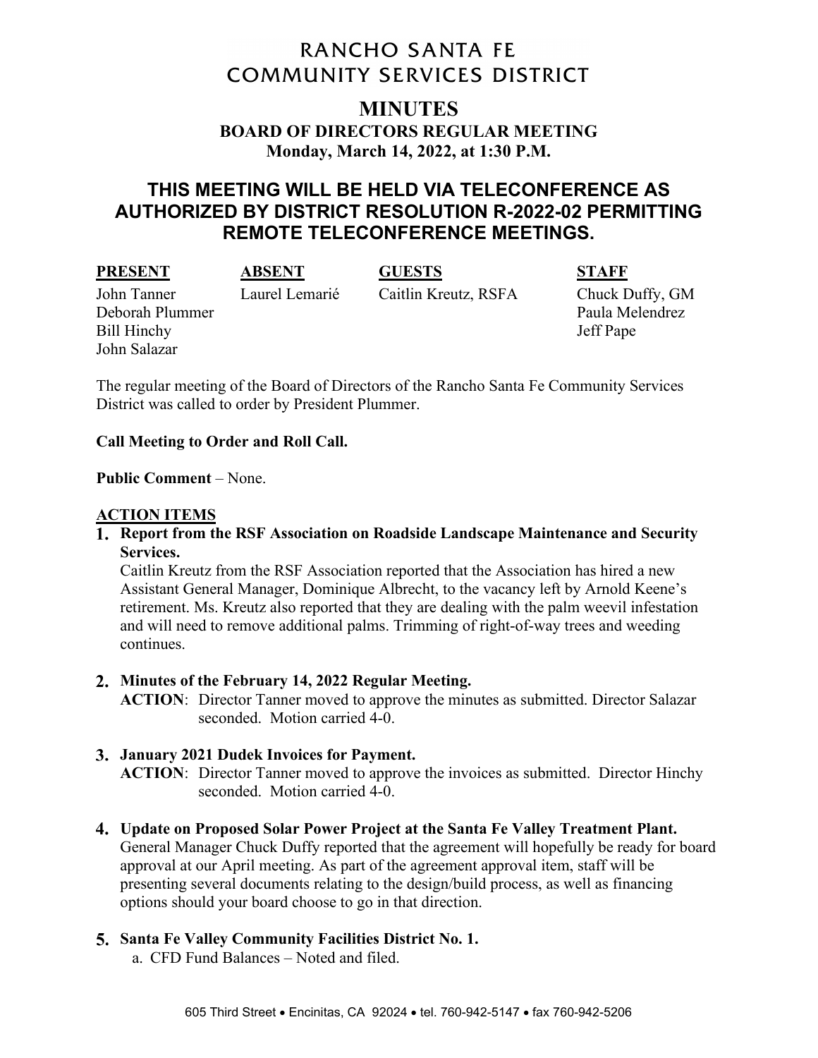# RANCHO SANTA FE COMMUNITY SERVICES DISTRICT

## MINUTES

### BOARD OF DIRECTORS REGULAR MEETING

**Monday, March 14, 2022, at 1:30 P.M.**

## THIS MEETING WILL BE HELD VIA TELECONFERENCE AS AUTHORIZED BY DISTRICT RESOLUTION R-2022-02 PERMITTING REMOTE TELECONFERENCE MEETINGS.

| PRESENT | ABSENT | GUESTS | STAFF |
| --- | --- | --- | --- |
| John Tanner | Laurel Lemarié | Caitlin Kreutz, RSFA | Chuck Duffy, GM |
| Deborah Plummer | | | Paula Melendrez |
| Bill Hinchy | | | Jeff Pape |
| John Salazar | | | |

The regular meeting of the Board of Directors of the Rancho Santa Fe Community Services District was called to order by President Plummer.

**Call Meeting to Order and Roll Call.**

**Public Comment** – None.

**ACTION ITEMS**

1. **Report from the RSF Association on Roadside Landscape Maintenance and Security Services.**
   Caitlin Kreutz from the RSF Association reported that the Association has hired a new Assistant General Manager, Dominique Albrecht, to the vacancy left by Arnold Keene's retirement. Ms. Kreutz also reported that they are dealing with the palm weevil infestation and will need to remove additional palms. Trimming of right-of-way trees and weeding continues.

2. **Minutes of the February 14, 2022 Regular Meeting.**
   **ACTION**: Director Tanner moved to approve the minutes as submitted. Director Salazar seconded. Motion carried 4-0.

3. **January 2021 Dudek Invoices for Payment.**
   **ACTION**: Director Tanner moved to approve the invoices as submitted. Director Hinchy seconded. Motion carried 4-0.

4. **Update on Proposed Solar Power Project at the Santa Fe Valley Treatment Plant.**
   General Manager Chuck Duffy reported that the agreement will hopefully be ready for board approval at our April meeting. As part of the agreement approval item, staff will be presenting several documents relating to the design/build process, as well as financing options should your board choose to go in that direction.

5. **Santa Fe Valley Community Facilities District No. 1.**
   a. CFD Fund Balances – Noted and filed.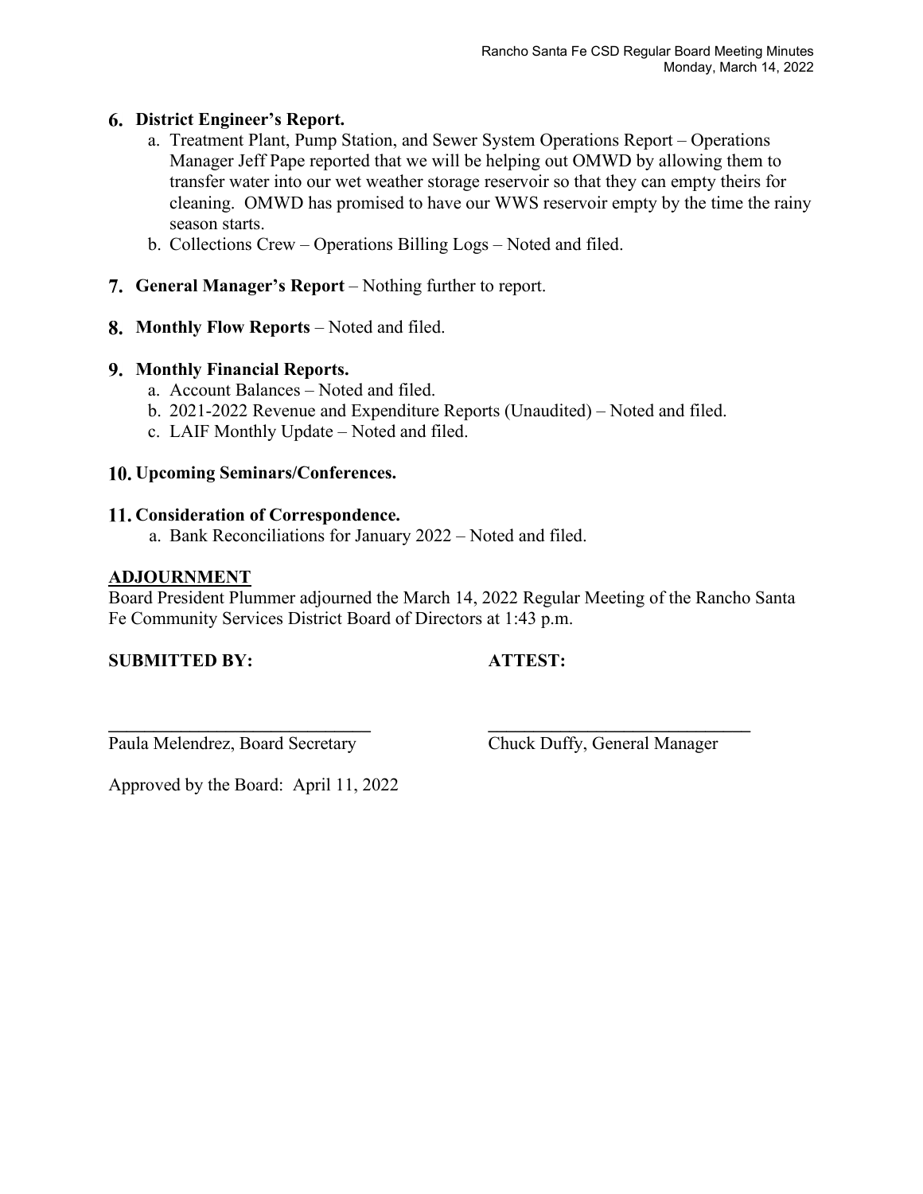6. **District Engineer's Report.**
    a. Treatment Plant, Pump Station, and Sewer System Operations Report – Operations Manager Jeff Pape reported that we will be helping out OMWD by allowing them to transfer water into our wet weather storage reservoir so that they can empty theirs for cleaning. OMWD has promised to have our WWS reservoir empty by the time the rainy season starts.
    b. Collections Crew – Operations Billing Logs – Noted and filed.

7. **General Manager's Report** – Nothing further to report.

8. **Monthly Flow Reports** – Noted and filed.

9. **Monthly Financial Reports.**
    a. Account Balances – Noted and filed.
    b. 2021-2022 Revenue and Expenditure Reports (Unaudited) – Noted and filed.
    c. LAIF Monthly Update – Noted and filed.

10. **Upcoming Seminars/Conferences.**

11. **Consideration of Correspondence.**
    a. Bank Reconciliations for January 2022 – Noted and filed.

**ADJOURNMENT**

Board President Plummer adjourned the March 14, 2022 Regular Meeting of the Rancho Santa Fe Community Services District Board of Directors at 1:43 p.m.

**SUBMITTED BY:** **ATTEST:**

______________________________ ______________________________

Paula Melendrez, Board Secretary Chuck Duffy, General Manager

Approved by the Board: April 11, 2022